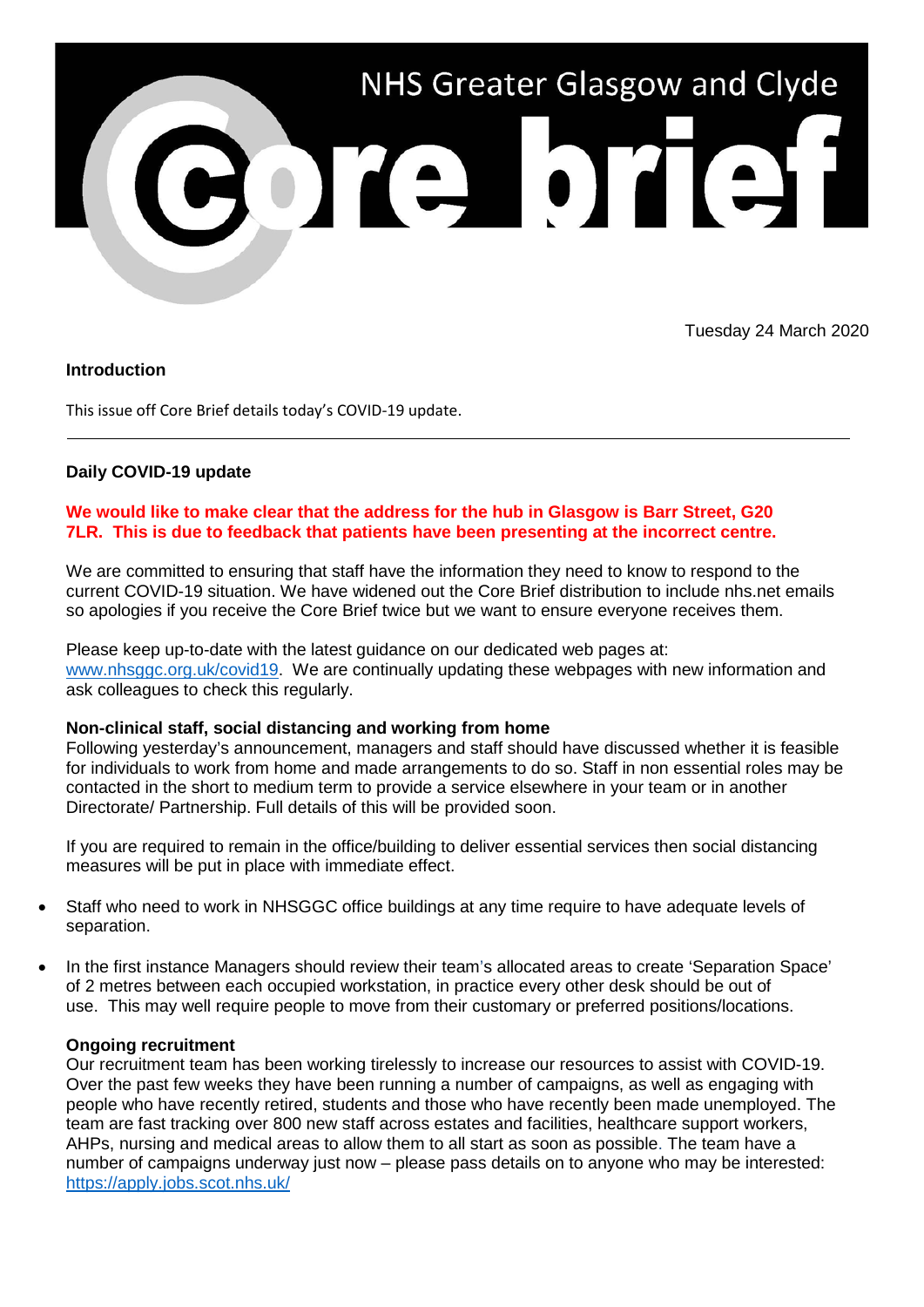# NHS Greater Glasgow and Clyde Core brief

Tuesday 24 March 2020

**Introduction**

This issue off Core Brief details today's COVID-19 update.

---

**Daily COVID-19 update**

**We would like to make clear that the address for the hub in Glasgow is Barr Street, G20 7LR. This is due to feedback that patients have been presenting at the incorrect centre.**

We are committed to ensuring that staff have the information they need to know to respond to the current COVID-19 situation. We have widened out the Core Brief distribution to include nhs.net emails so apologies if you receive the Core Brief twice but we want to ensure everyone receives them.

Please keep up-to-date with the latest guidance on our dedicated web pages at: www.nhsggc.org.uk/covid19. We are continually updating these webpages with new information and ask colleagues to check this regularly.

**Non-clinical staff, social distancing and working from home**

Following yesterday's announcement, managers and staff should have discussed whether it is feasible for individuals to work from home and made arrangements to do so. Staff in non essential roles may be contacted in the short to medium term to provide a service elsewhere in your team or in another Directorate/ Partnership. Full details of this will be provided soon.

If you are required to remain in the office/building to deliver essential services then social distancing measures will be put in place with immediate effect.

- Staff who need to work in NHSGGC office buildings at any time require to have adequate levels of separation.
- In the first instance Managers should review their team's allocated areas to create 'Separation Space' of 2 metres between each occupied workstation, in practice every other desk should be out of use. This may well require people to move from their customary or preferred positions/locations.

**Ongoing recruitment**

Our recruitment team has been working tirelessly to increase our resources to assist with COVID-19. Over the past few weeks they have been running a number of campaigns, as well as engaging with people who have recently retired, students and those who have recently been made unemployed. The team are fast tracking over 800 new staff across estates and facilities, healthcare support workers, AHPs, nursing and medical areas to allow them to all start as soon as possible. The team have a number of campaigns underway just now – please pass details on to anyone who may be interested: https://apply.jobs.scot.nhs.uk/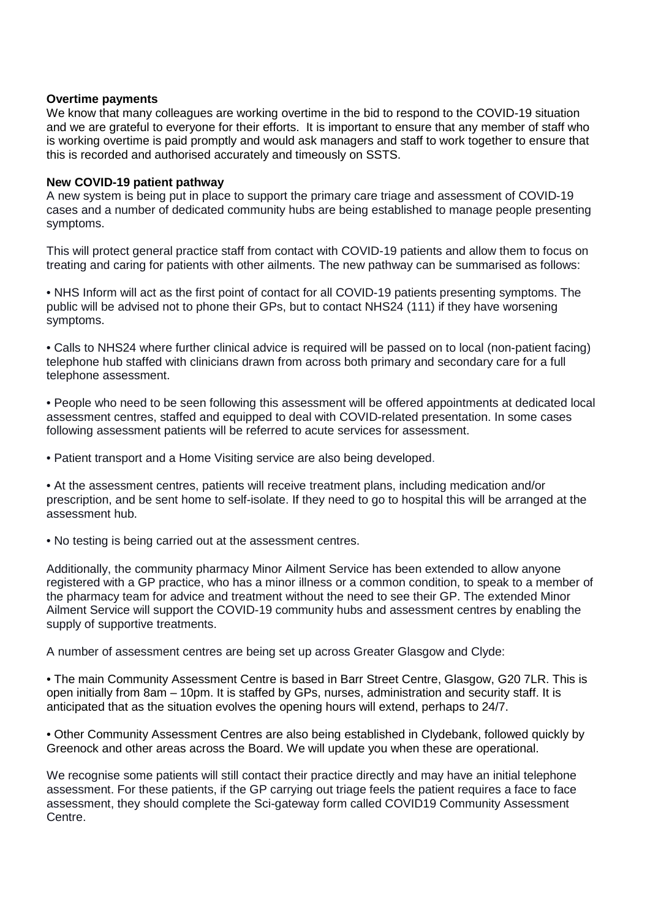**Overtime payments**

We know that many colleagues are working overtime in the bid to respond to the COVID-19 situation and we are grateful to everyone for their efforts. It is important to ensure that any member of staff who is working overtime is paid promptly and would ask managers and staff to work together to ensure that this is recorded and authorised accurately and timeously on SSTS.

**New COVID-19 patient pathway**

A new system is being put in place to support the primary care triage and assessment of COVID-19 cases and a number of dedicated community hubs are being established to manage people presenting symptoms.

This will protect general practice staff from contact with COVID-19 patients and allow them to focus on treating and caring for patients with other ailments. The new pathway can be summarised as follows:

- NHS Inform will act as the first point of contact for all COVID-19 patients presenting symptoms. The public will be advised not to phone their GPs, but to contact NHS24 (111) if they have worsening symptoms.

- Calls to NHS24 where further clinical advice is required will be passed on to local (non-patient facing) telephone hub staffed with clinicians drawn from across both primary and secondary care for a full telephone assessment.

- People who need to be seen following this assessment will be offered appointments at dedicated local assessment centres, staffed and equipped to deal with COVID-related presentation. In some cases following assessment patients will be referred to acute services for assessment.

- Patient transport and a Home Visiting service are also being developed.

- At the assessment centres, patients will receive treatment plans, including medication and/or prescription, and be sent home to self-isolate. If they need to go to hospital this will be arranged at the assessment hub.

- No testing is being carried out at the assessment centres.

Additionally, the community pharmacy Minor Ailment Service has been extended to allow anyone registered with a GP practice, who has a minor illness or a common condition, to speak to a member of the pharmacy team for advice and treatment without the need to see their GP. The extended Minor Ailment Service will support the COVID-19 community hubs and assessment centres by enabling the supply of supportive treatments.

A number of assessment centres are being set up across Greater Glasgow and Clyde:

- The main Community Assessment Centre is based in Barr Street Centre, Glasgow, G20 7LR. This is open initially from 8am – 10pm. It is staffed by GPs, nurses, administration and security staff. It is anticipated that as the situation evolves the opening hours will extend, perhaps to 24/7.

- Other Community Assessment Centres are also being established in Clydebank, followed quickly by Greenock and other areas across the Board. We will update you when these are operational.

We recognise some patients will still contact their practice directly and may have an initial telephone assessment. For these patients, if the GP carrying out triage feels the patient requires a face to face assessment, they should complete the Sci-gateway form called COVID19 Community Assessment Centre.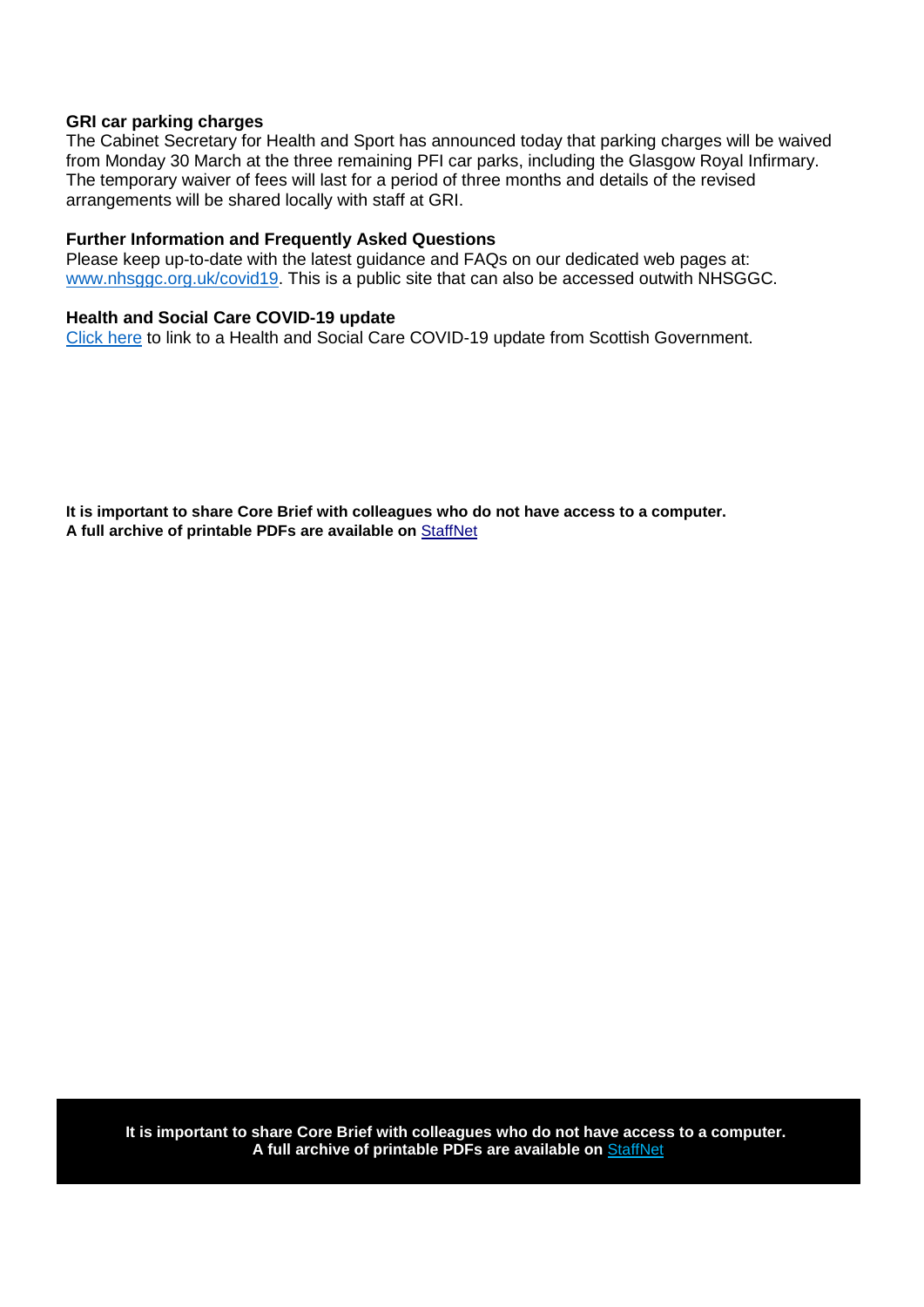**GRI car parking charges**

The Cabinet Secretary for Health and Sport has announced today that parking charges will be waived from Monday 30 March at the three remaining PFI car parks, including the Glasgow Royal Infirmary. The temporary waiver of fees will last for a period of three months and details of the revised arrangements will be shared locally with staff at GRI.

**Further Information and Frequently Asked Questions**

Please keep up-to-date with the latest guidance and FAQs on our dedicated web pages at: [www.nhsggc.org.uk/covid19](http://www.nhsggc.org.uk/covid19). This is a public site that can also be accessed outwith NHSGGC.

**Health and Social Care COVID-19 update**

Click here to link to a Health and Social Care COVID-19 update from Scottish Government.

**It is important to share Core Brief with colleagues who do not have access to a computer.**
**A full archive of printable PDFs are available on** StaffNet

**It is important to share Core Brief with colleagues who do not have access to a computer.**
**A full archive of printable PDFs are available on** StaffNet